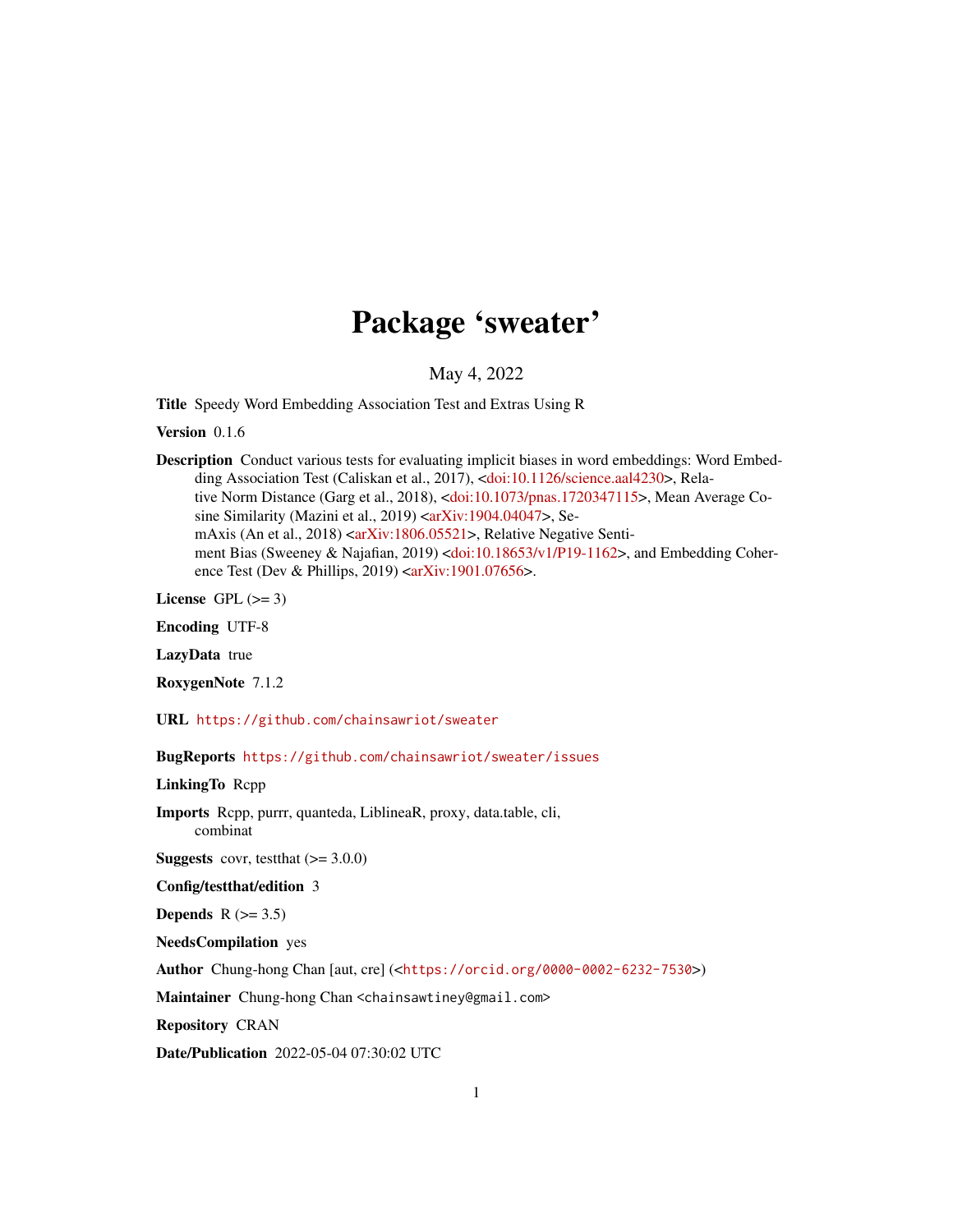# Package 'sweater'

May 4, 2022

**Title** Speedy Word Embedding Association Test and Extras Using R

**Version** 0.1.6

**Description** Conduct various tests for evaluating implicit biases in word embeddings: Word Embedding Association Test (Caliskan et al., 2017), <doi:10.1126/science.aal4230>, Relative Norm Distance (Garg et al., 2018), <doi:10.1073/pnas.1720347115>, Mean Average Cosine Similarity (Mazini et al., 2019) <arXiv:1904.04047>, SemAxis (An et al., 2018) <arXiv:1806.05521>, Relative Negative Sentiment Bias (Sweeney & Najafian, 2019) <doi:10.18653/v1/P19-1162>, and Embedding Coherence Test (Dev & Phillips, 2019) <arXiv:1901.07656>.

**License** GPL (>= 3)

**Encoding** UTF-8

**LazyData** true

**RoxygenNote** 7.1.2

**URL** https://github.com/chainsawriot/sweater

**BugReports** https://github.com/chainsawriot/sweater/issues

**LinkingTo** Rcpp

**Imports** Rcpp, purrr, quanteda, LiblineaR, proxy, data.table, cli, combinat

**Suggests** covr, testthat (>= 3.0.0)

**Config/testthat/edition** 3

**Depends** R (>= 3.5)

**NeedsCompilation** yes

**Author** Chung-hong Chan [aut, cre] (<https://orcid.org/0000-0002-6232-7530>)

**Maintainer** Chung-hong Chan <chainsawtiney@gmail.com>

**Repository** CRAN

**Date/Publication** 2022-05-04 07:30:02 UTC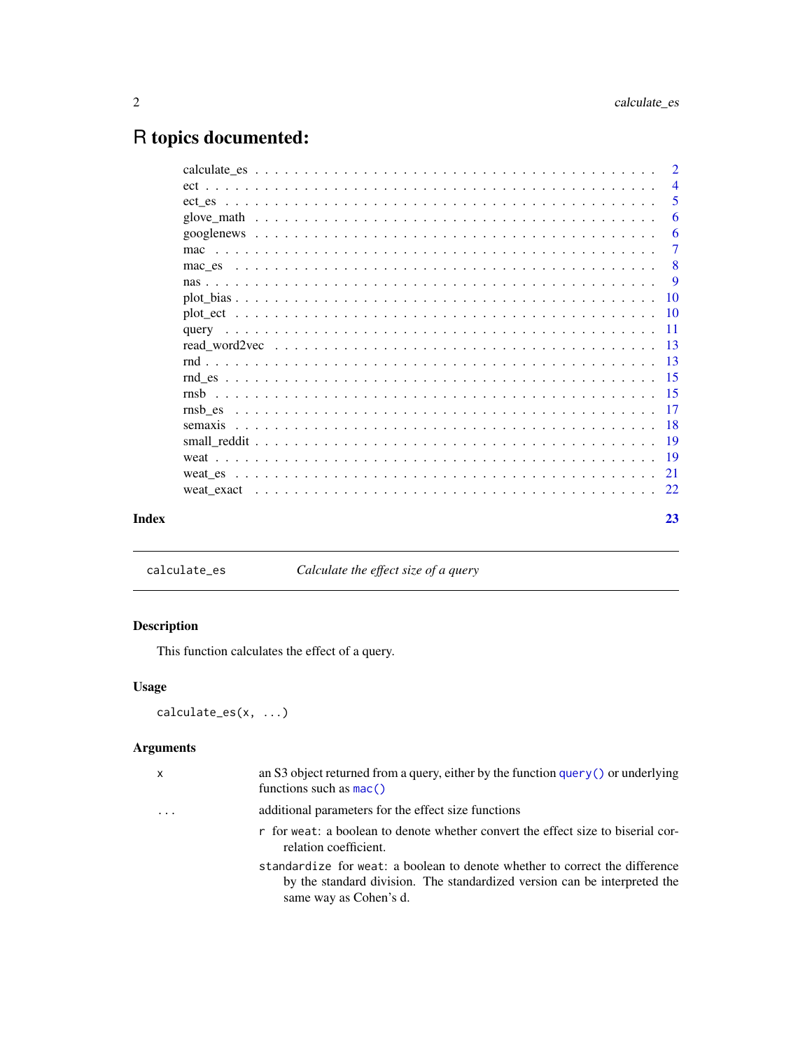# R topics documented:

| | |
|---|---|
| calculate_es | 2 |
| ect | 4 |
| ect_es | 5 |
| glove_math | 6 |
| googlenews | 6 |
| mac | 7 |
| mac_es | 8 |
| nas | 9 |
| plot_bias | 10 |
| plot_ect | 10 |
| query | 11 |
| read_word2vec | 13 |
| rnd | 13 |
| rnd_es | 15 |
| rnsb | 15 |
| rnsb_es | 17 |
| semaxis | 18 |
| small_reddit | 19 |
| weat | 19 |
| weat_es | 21 |
| weat_exact | 22 |

**Index** **23**

---

`calculate_es` *Calculate the effect size of a query*

---

## Description

This function calculates the effect of a query.

## Usage

```
calculate_es(x, ...)
```

## Arguments

| | |
|---|---|
| `x` | an S3 object returned from a query, either by the function `query()` or underlying functions such as `mac()` |
| `...` | additional parameters for the effect size functions<br>`r` for `weat`: a boolean to denote whether convert the effect size to biserial correlation coefficient.<br>`standardize` for `weat`: a boolean to denote whether to correct the difference by the standard division. The standardized version can be interpreted the same way as Cohen's d. |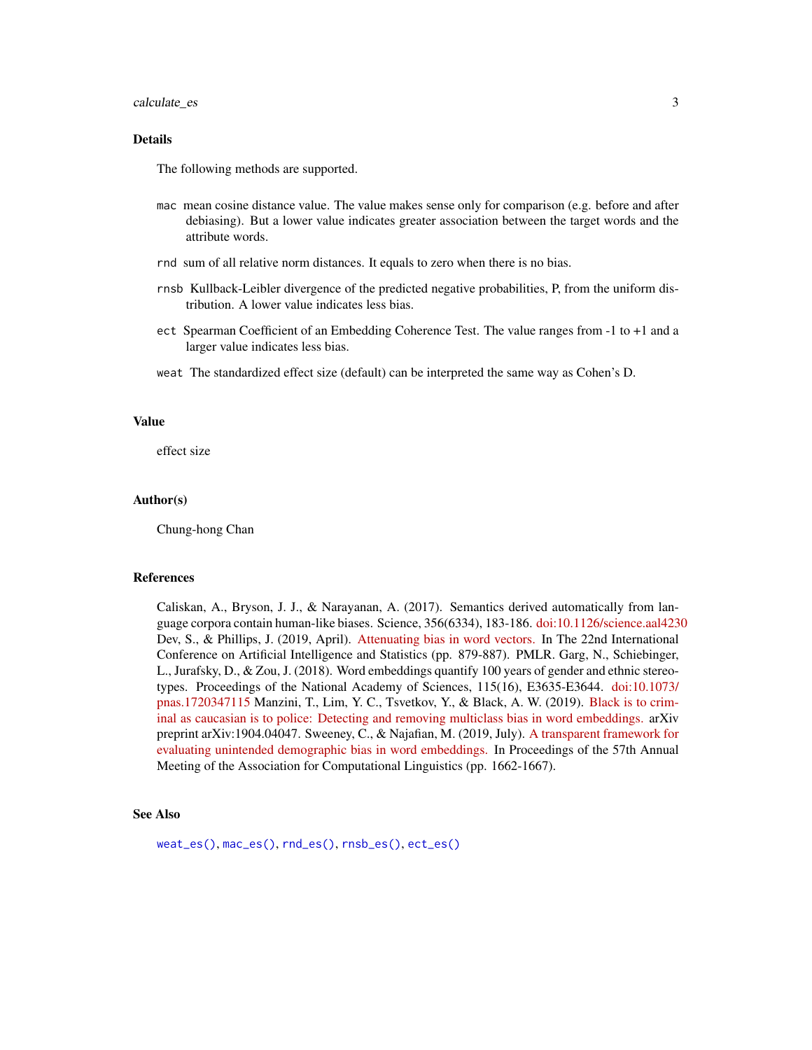## Details

The following methods are supported.

- `mac` mean cosine distance value. The value makes sense only for comparison (e.g. before and after debiasing). But a lower value indicates greater association between the target words and the attribute words.
- `rnd` sum of all relative norm distances. It equals to zero when there is no bias.
- `rnsb` Kullback-Leibler divergence of the predicted negative probabilities, P, from the uniform distribution. A lower value indicates less bias.
- `ect` Spearman Coefficient of an Embedding Coherence Test. The value ranges from -1 to +1 and a larger value indicates less bias.
- `weat` The standardized effect size (default) can be interpreted the same way as Cohen's D.

## Value

effect size

## Author(s)

Chung-hong Chan

## References

Caliskan, A., Bryson, J. J., & Narayanan, A. (2017). Semantics derived automatically from language corpora contain human-like biases. Science, 356(6334), 183-186. doi:10.1126/science.aal4230 Dev, S., & Phillips, J. (2019, April). Attenuating bias in word vectors. In The 22nd International Conference on Artificial Intelligence and Statistics (pp. 879-887). PMLR. Garg, N., Schiebinger, L., Jurafsky, D., & Zou, J. (2018). Word embeddings quantify 100 years of gender and ethnic stereotypes. Proceedings of the National Academy of Sciences, 115(16), E3635-E3644. doi:10.1073/pnas.1720347115 Manzini, T., Lim, Y. C., Tsvetkov, Y., & Black, A. W. (2019). Black is to criminal as caucasian is to police: Detecting and removing multiclass bias in word embeddings. arXiv preprint arXiv:1904.04047. Sweeney, C., & Najafian, M. (2019, July). A transparent framework for evaluating unintended demographic bias in word embeddings. In Proceedings of the 57th Annual Meeting of the Association for Computational Linguistics (pp. 1662-1667).

## See Also

`weat_es()`, `mac_es()`, `rnd_es()`, `rnsb_es()`, `ect_es()`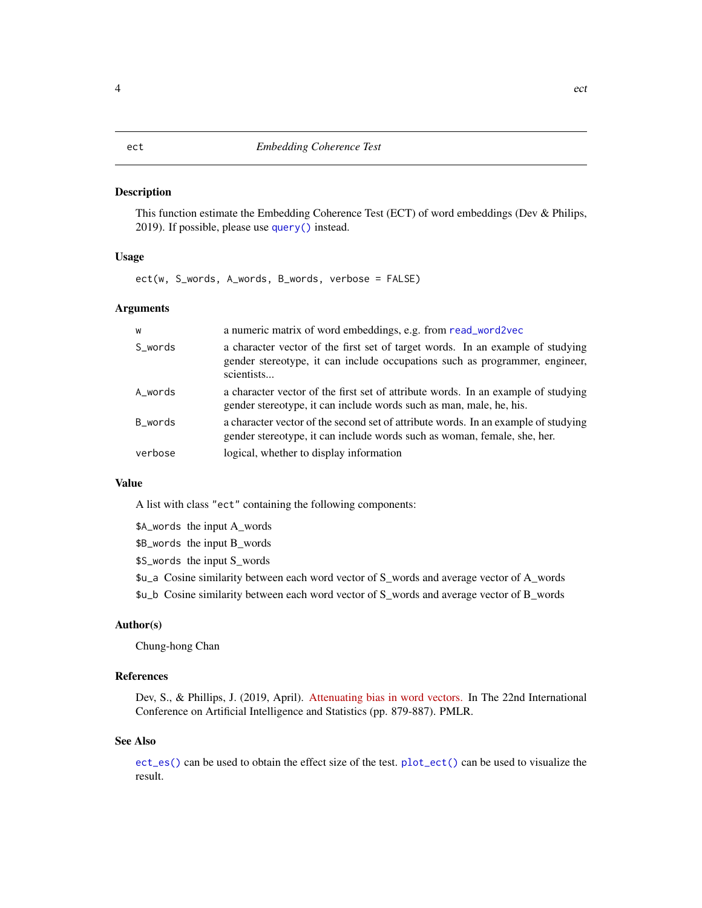# ect — *Embedding Coherence Test*

## Description

This function estimate the Embedding Coherence Test (ECT) of word embeddings (Dev & Philips, 2019). If possible, please use `query()` instead.

## Usage

```
ect(w, S_words, A_words, B_words, verbose = FALSE)
```

## Arguments

| | |
|---|---|
| `w` | a numeric matrix of word embeddings, e.g. from `read_word2vec` |
| `S_words` | a character vector of the first set of target words. In an example of studying gender stereotype, it can include occupations such as programmer, engineer, scientists... |
| `A_words` | a character vector of the first set of attribute words. In an example of studying gender stereotype, it can include words such as man, male, he, his. |
| `B_words` | a character vector of the second set of attribute words. In an example of studying gender stereotype, it can include words such as woman, female, she, her. |
| `verbose` | logical, whether to display information |

## Value

A list with class `"ect"` containing the following components:

`$A_words` the input A_words

`$B_words` the input B_words

`$S_words` the input S_words

`$u_a` Cosine similarity between each word vector of S_words and average vector of A_words

`$u_b` Cosine similarity between each word vector of S_words and average vector of B_words

## Author(s)

Chung-hong Chan

## References

Dev, S., & Phillips, J. (2019, April). Attenuating bias in word vectors. In The 22nd International Conference on Artificial Intelligence and Statistics (pp. 879-887). PMLR.

## See Also

`ect_es()` can be used to obtain the effect size of the test. `plot_ect()` can be used to visualize the result.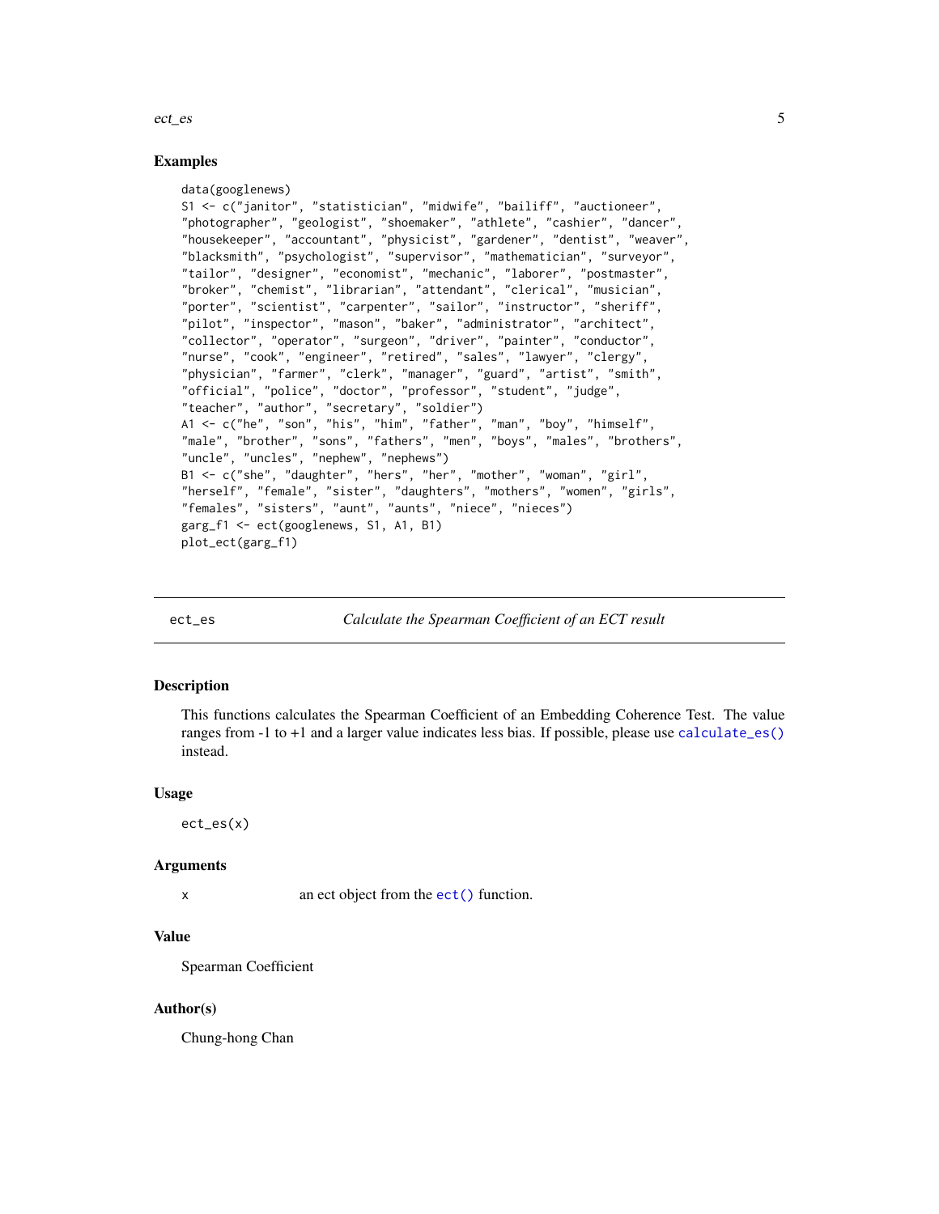### Examples

```
data(googlenews)
S1 <- c("janitor", "statistician", "midwife", "bailiff", "auctioneer",
"photographer", "geologist", "shoemaker", "athlete", "cashier", "dancer",
"housekeeper", "accountant", "physicist", "gardener", "dentist", "weaver",
"blacksmith", "psychologist", "supervisor", "mathematician", "surveyor",
"tailor", "designer", "economist", "mechanic", "laborer", "postmaster",
"broker", "chemist", "librarian", "attendant", "clerical", "musician",
"porter", "scientist", "carpenter", "sailor", "instructor", "sheriff",
"pilot", "inspector", "mason", "baker", "administrator", "architect",
"collector", "operator", "surgeon", "driver", "painter", "conductor",
"nurse", "cook", "engineer", "retired", "sales", "lawyer", "clergy",
"physician", "farmer", "clerk", "manager", "guard", "artist", "smith",
"official", "police", "doctor", "professor", "student", "judge",
"teacher", "author", "secretary", "soldier")
A1 <- c("he", "son", "his", "him", "father", "man", "boy", "himself",
"male", "brother", "sons", "fathers", "men", "boys", "males", "brothers",
"uncle", "uncles", "nephew", "nephews")
B1 <- c("she", "daughter", "hers", "her", "mother", "woman", "girl",
"herself", "female", "sister", "daughters", "mothers", "women", "girls",
"females", "sisters", "aunt", "aunts", "niece", "nieces")
garg_f1 <- ect(googlenews, S1, A1, B1)
plot_ect(garg_f1)
```

---

## ect_es — *Calculate the Spearman Coefficient of an ECT result*

### Description

This functions calculates the Spearman Coefficient of an Embedding Coherence Test. The value ranges from -1 to +1 and a larger value indicates less bias. If possible, please use `calculate_es()` instead.

### Usage

```
ect_es(x)
```

### Arguments

| | |
|---|---|
| x | an ect object from the `ect()` function. |

### Value

Spearman Coefficient

### Author(s)

Chung-hong Chan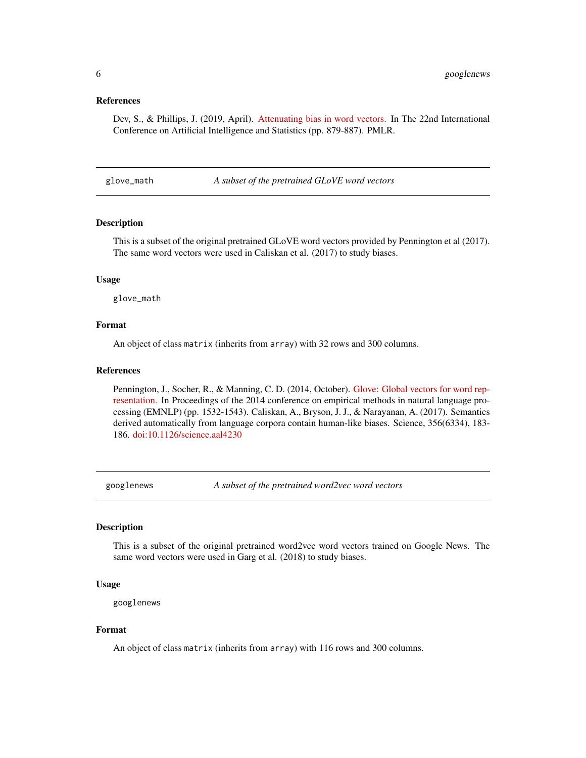### References

Dev, S., & Phillips, J. (2019, April). Attenuating bias in word vectors. In The 22nd International Conference on Artificial Intelligence and Statistics (pp. 879-887). PMLR.

---

## glove_math — *A subset of the pretrained GLoVE word vectors*

---

### Description

This is a subset of the original pretrained GLoVE word vectors provided by Pennington et al (2017). The same word vectors were used in Caliskan et al. (2017) to study biases.

### Usage

```
glove_math
```

### Format

An object of class `matrix` (inherits from `array`) with 32 rows and 300 columns.

### References

Pennington, J., Socher, R., & Manning, C. D. (2014, October). Glove: Global vectors for word representation. In Proceedings of the 2014 conference on empirical methods in natural language processing (EMNLP) (pp. 1532-1543). Caliskan, A., Bryson, J. J., & Narayanan, A. (2017). Semantics derived automatically from language corpora contain human-like biases. Science, 356(6334), 183-186. doi:10.1126/science.aal4230

---

## googlenews — *A subset of the pretrained word2vec word vectors*

---

### Description

This is a subset of the original pretrained word2vec word vectors trained on Google News. The same word vectors were used in Garg et al. (2018) to study biases.

### Usage

```
googlenews
```

### Format

An object of class `matrix` (inherits from `array`) with 116 rows and 300 columns.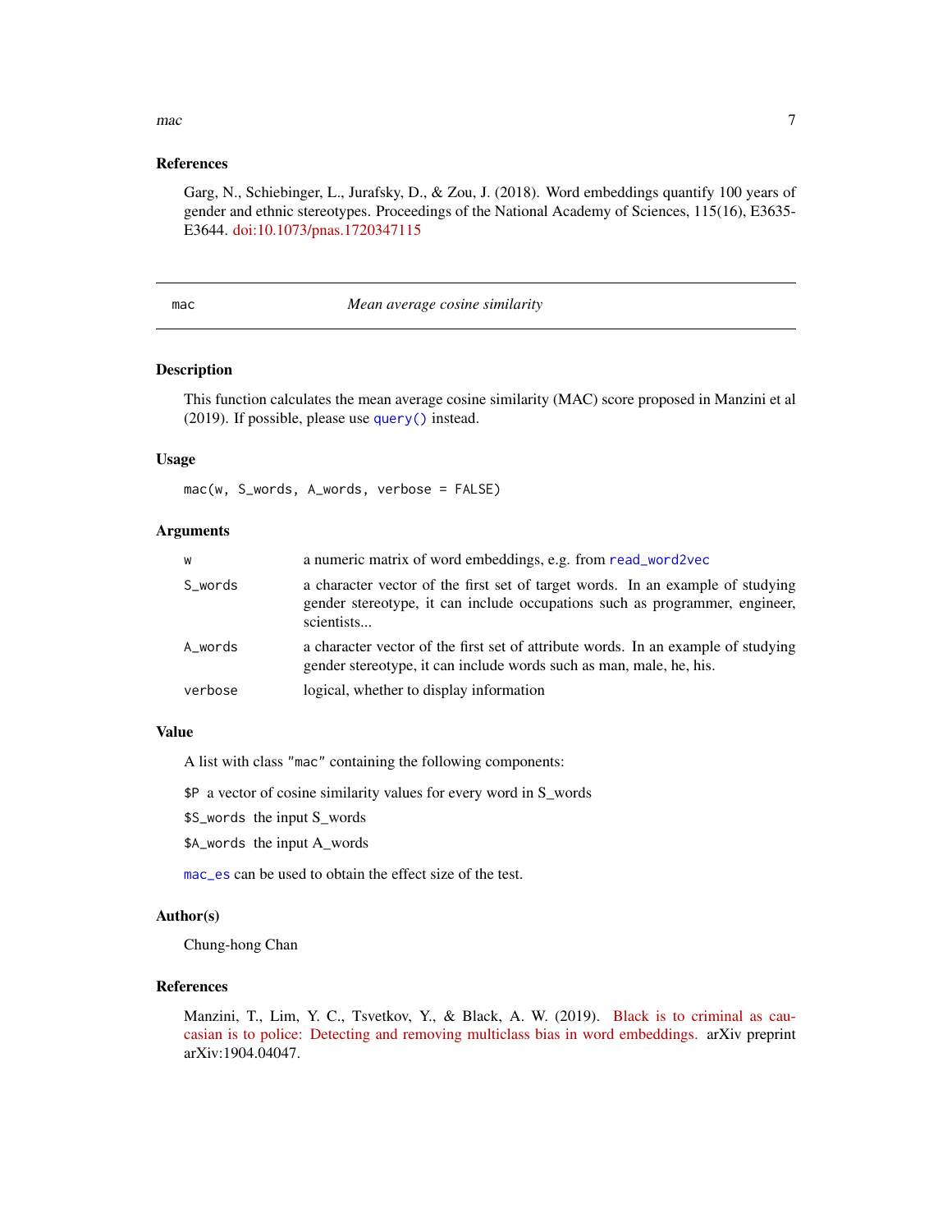### References

Garg, N., Schiebinger, L., Jurafsky, D., & Zou, J. (2018). Word embeddings quantify 100 years of gender and ethnic stereotypes. Proceedings of the National Academy of Sciences, 115(16), E3635-E3644. doi:10.1073/pnas.1720347115

---

## mac *Mean average cosine similarity*

---

### Description

This function calculates the mean average cosine similarity (MAC) score proposed in Manzini et al (2019). If possible, please use `query()` instead.

### Usage

```
mac(w, S_words, A_words, verbose = FALSE)
```

### Arguments

| | |
|---|---|
| `w` | a numeric matrix of word embeddings, e.g. from `read_word2vec` |
| `S_words` | a character vector of the first set of target words. In an example of studying gender stereotype, it can include occupations such as programmer, engineer, scientists... |
| `A_words` | a character vector of the first set of attribute words. In an example of studying gender stereotype, it can include words such as man, male, he, his. |
| `verbose` | logical, whether to display information |

### Value

A list with class `"mac"` containing the following components:

`$P` a vector of cosine similarity values for every word in S_words

`$S_words` the input S_words

`$A_words` the input A_words

`mac_es` can be used to obtain the effect size of the test.

### Author(s)

Chung-hong Chan

### References

Manzini, T., Lim, Y. C., Tsvetkov, Y., & Black, A. W. (2019). Black is to criminal as caucasian is to police: Detecting and removing multiclass bias in word embeddings. arXiv preprint arXiv:1904.04047.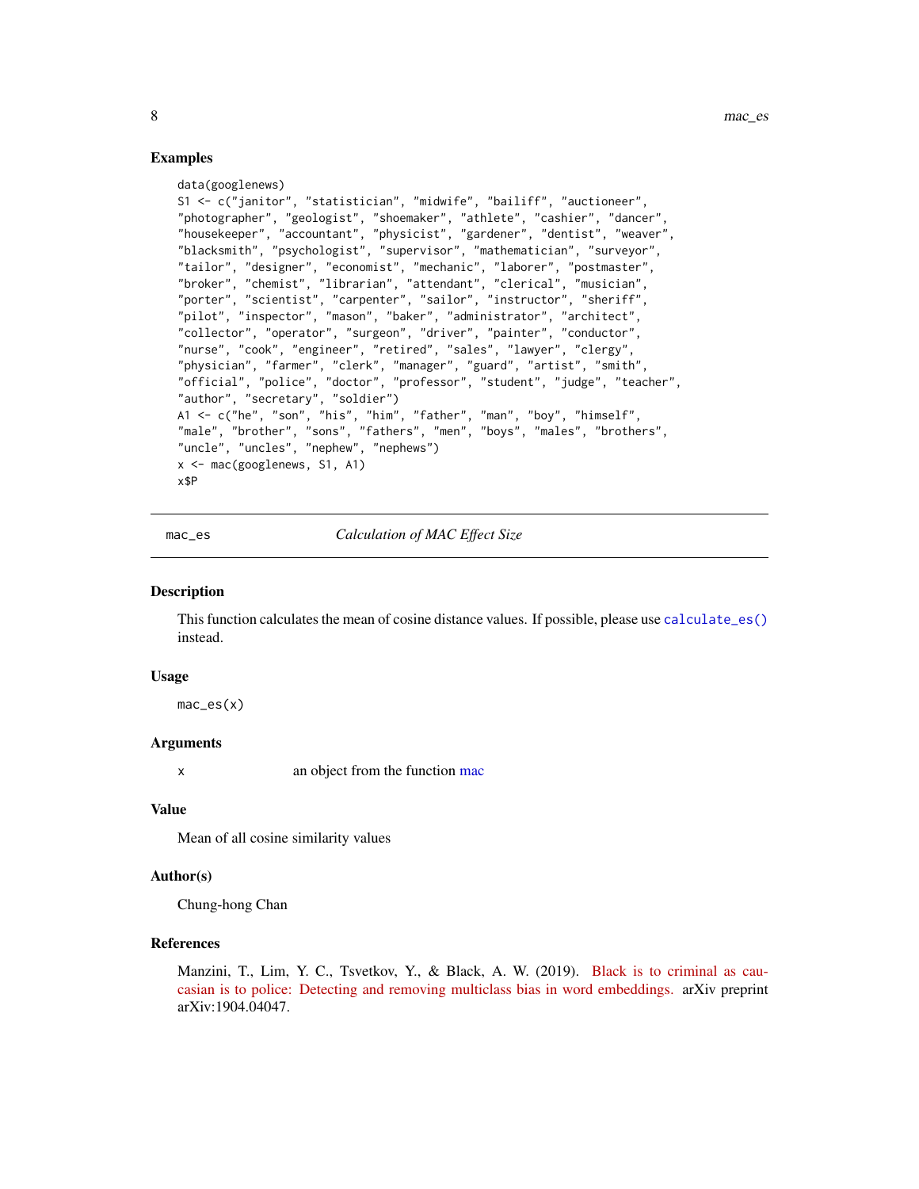## Examples

```
data(googlenews)
S1 <- c("janitor", "statistician", "midwife", "bailiff", "auctioneer",
"photographer", "geologist", "shoemaker", "athlete", "cashier", "dancer",
"housekeeper", "accountant", "physicist", "gardener", "dentist", "weaver",
"blacksmith", "psychologist", "supervisor", "mathematician", "surveyor",
"tailor", "designer", "economist", "mechanic", "laborer", "postmaster",
"broker", "chemist", "librarian", "attendant", "clerical", "musician",
"porter", "scientist", "carpenter", "sailor", "instructor", "sheriff",
"pilot", "inspector", "mason", "baker", "administrator", "architect",
"collector", "operator", "surgeon", "driver", "painter", "conductor",
"nurse", "cook", "engineer", "retired", "sales", "lawyer", "clergy",
"physician", "farmer", "clerk", "manager", "guard", "artist", "smith",
"official", "police", "doctor", "professor", "student", "judge", "teacher",
"author", "secretary", "soldier")
A1 <- c("he", "son", "his", "him", "father", "man", "boy", "himself",
"male", "brother", "sons", "fathers", "men", "boys", "males", "brothers",
"uncle", "uncles", "nephew", "nephews")
x <- mac(googlenews, S1, A1)
x$P
```

---

# mac_es — *Calculation of MAC Effect Size*

## Description

This function calculates the mean of cosine distance values. If possible, please use `calculate_es()` instead.

## Usage

```
mac_es(x)
```

## Arguments

| | |
|---|---|
| x | an object from the function mac |

## Value

Mean of all cosine similarity values

## Author(s)

Chung-hong Chan

## References

Manzini, T., Lim, Y. C., Tsvetkov, Y., & Black, A. W. (2019). Black is to criminal as caucasian is to police: Detecting and removing multiclass bias in word embeddings. arXiv preprint arXiv:1904.04047.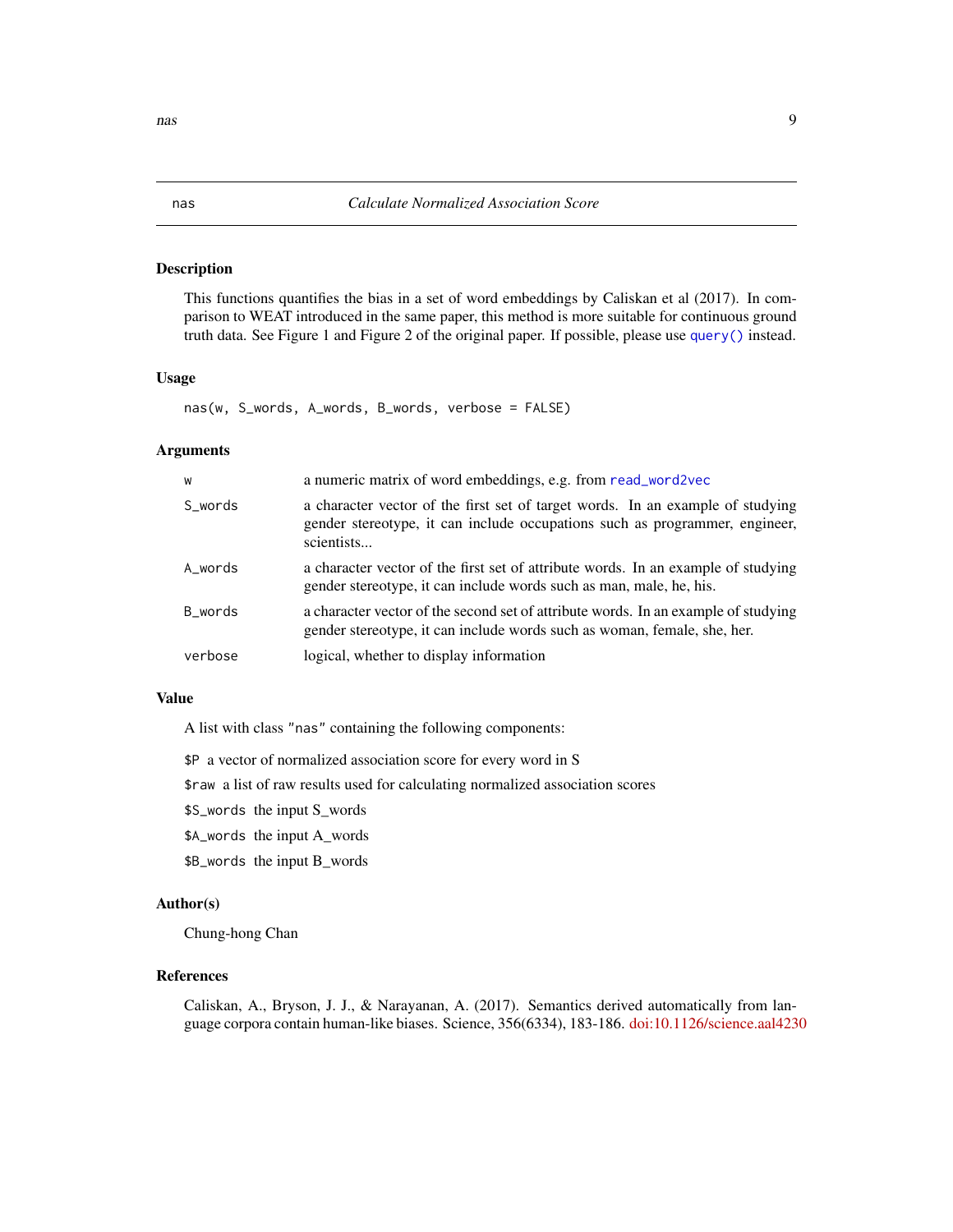## nas — *Calculate Normalized Association Score*

### Description

This functions quantifies the bias in a set of word embeddings by Caliskan et al (2017). In comparison to WEAT introduced in the same paper, this method is more suitable for continuous ground truth data. See Figure 1 and Figure 2 of the original paper. If possible, please use `query()` instead.

### Usage

```
nas(w, S_words, A_words, B_words, verbose = FALSE)
```

### Arguments

| | |
|---|---|
| `w` | a numeric matrix of word embeddings, e.g. from `read_word2vec` |
| `S_words` | a character vector of the first set of target words. In an example of studying gender stereotype, it can include occupations such as programmer, engineer, scientists... |
| `A_words` | a character vector of the first set of attribute words. In an example of studying gender stereotype, it can include words such as man, male, he, his. |
| `B_words` | a character vector of the second set of attribute words. In an example of studying gender stereotype, it can include words such as woman, female, she, her. |
| `verbose` | logical, whether to display information |

### Value

A list with class `"nas"` containing the following components:

`$P` a vector of normalized association score for every word in S

`$raw` a list of raw results used for calculating normalized association scores

`$S_words` the input S_words

`$A_words` the input A_words

`$B_words` the input B_words

### Author(s)

Chung-hong Chan

### References

Caliskan, A., Bryson, J. J., & Narayanan, A. (2017). Semantics derived automatically from language corpora contain human-like biases. Science, 356(6334), 183-186. doi:10.1126/science.aal4230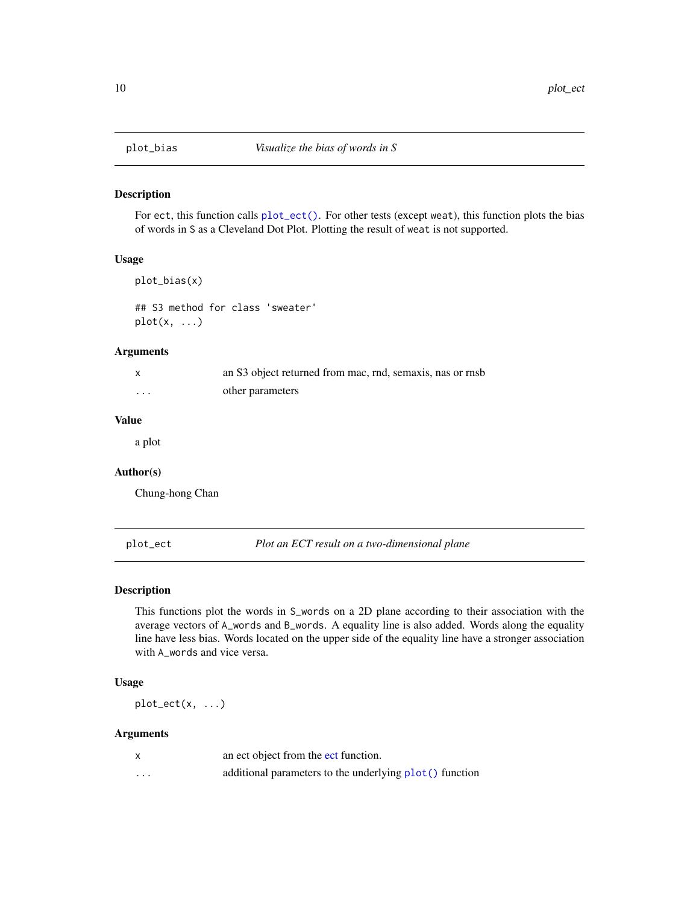## plot_bias — *Visualize the bias of words in S*

### Description

For `ect`, this function calls `plot_ect()`. For other tests (except `weat`), this function plots the bias of words in `S` as a Cleveland Dot Plot. Plotting the result of `weat` is not supported.

### Usage

```
plot_bias(x)

## S3 method for class 'sweater'
plot(x, ...)
```

### Arguments

| | |
|---|---|
| `x` | an S3 object returned from mac, rnd, semaxis, nas or rnsb |
| `...` | other parameters |

### Value

a plot

### Author(s)

Chung-hong Chan

## plot_ect — *Plot an ECT result on a two-dimensional plane*

### Description

This functions plot the words in `S_words` on a 2D plane according to their association with the average vectors of `A_words` and `B_words`. A equality line is also added. Words along the equality line have less bias. Words located on the upper side of the equality line have a stronger association with `A_words` and vice versa.

### Usage

```
plot_ect(x, ...)
```

### Arguments

| | |
|---|---|
| `x` | an ect object from the ect function. |
| `...` | additional parameters to the underlying `plot()` function |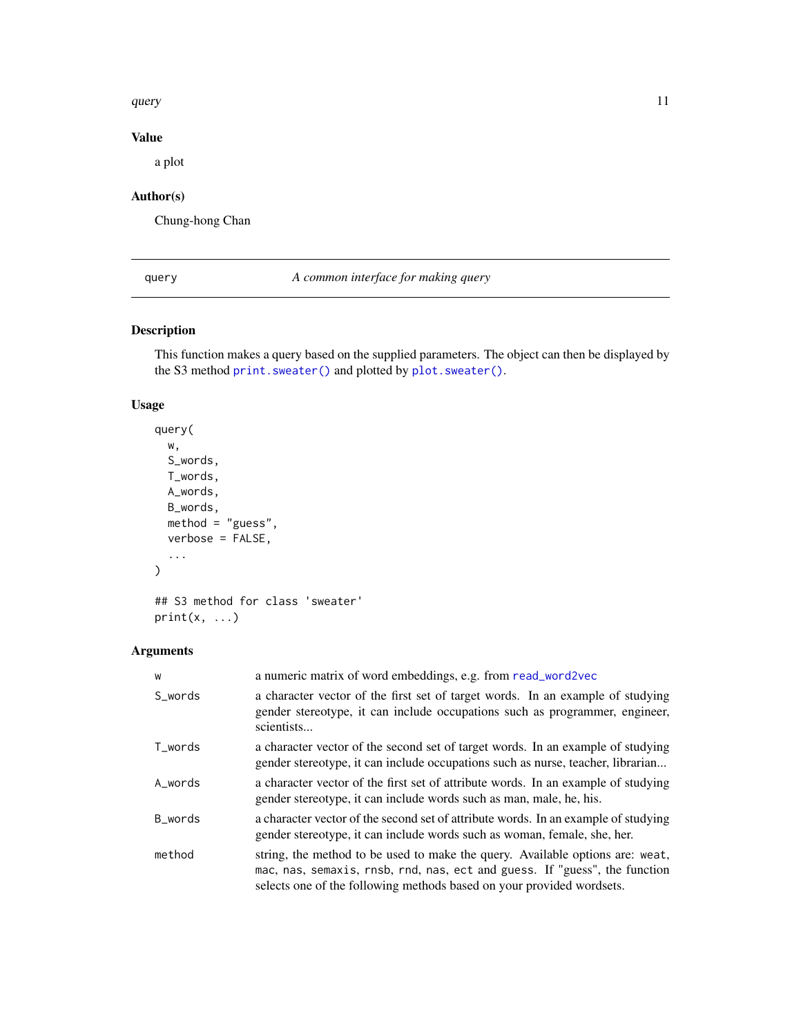## Value

a plot

## Author(s)

Chung-hong Chan

---

`query` — *A common interface for making query*

---

## Description

This function makes a query based on the supplied parameters. The object can then be displayed by the S3 method `print.sweater()` and plotted by `plot.sweater()`.

## Usage

```
query(
  w,
  S_words,
  T_words,
  A_words,
  B_words,
  method = "guess",
  verbose = FALSE,
  ...
)

## S3 method for class 'sweater'
print(x, ...)
```

## Arguments

| | |
|---|---|
| `w` | a numeric matrix of word embeddings, e.g. from `read_word2vec` |
| `S_words` | a character vector of the first set of target words. In an example of studying gender stereotype, it can include occupations such as programmer, engineer, scientists... |
| `T_words` | a character vector of the second set of target words. In an example of studying gender stereotype, it can include occupations such as nurse, teacher, librarian... |
| `A_words` | a character vector of the first set of attribute words. In an example of studying gender stereotype, it can include words such as man, male, he, his. |
| `B_words` | a character vector of the second set of attribute words. In an example of studying gender stereotype, it can include words such as woman, female, she, her. |
| `method` | string, the method to be used to make the query. Available options are: `weat`, `mac`, `nas`, `semaxis`, `rnsb`, `rnd`, `nas`, `ect` and `guess`. If "guess", the function selects one of the following methods based on your provided wordsets. |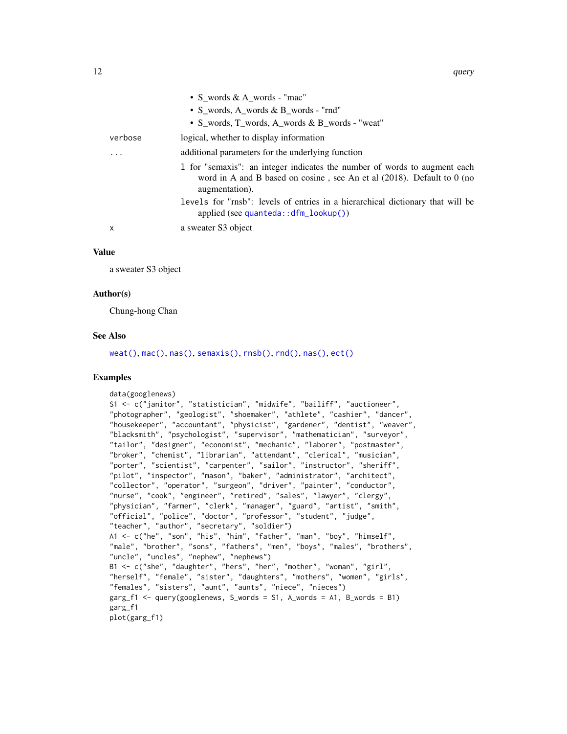- S_words & A_words - "mac"
- S_words, A_words & B_words - "rnd"
- S_words, T_words, A_words & B_words - "weat"

| | |
|---|---|
| verbose | logical, whether to display information |
| ... | additional parameters for the underlying function<br>l for "semaxis": an integer indicates the number of words to augment each word in A and B based on cosine , see An et al (2018). Default to 0 (no augmentation).<br>levels for "rnsb": levels of entries in a hierarchical dictionary that will be applied (see quanteda::dfm_lookup()) |
| x | a sweater S3 object |

## Value

a sweater S3 object

## Author(s)

Chung-hong Chan

## See Also

weat(), mac(), nas(), semaxis(), rnsb(), rnd(), nas(), ect()

## Examples

```
data(googlenews)
S1 <- c("janitor", "statistician", "midwife", "bailiff", "auctioneer",
"photographer", "geologist", "shoemaker", "athlete", "cashier", "dancer",
"housekeeper", "accountant", "physicist", "gardener", "dentist", "weaver",
"blacksmith", "psychologist", "supervisor", "mathematician", "surveyor",
"tailor", "designer", "economist", "mechanic", "laborer", "postmaster",
"broker", "chemist", "librarian", "attendant", "clerical", "musician",
"porter", "scientist", "carpenter", "sailor", "instructor", "sheriff",
"pilot", "inspector", "mason", "baker", "administrator", "architect",
"collector", "operator", "surgeon", "driver", "painter", "conductor",
"nurse", "cook", "engineer", "retired", "sales", "lawyer", "clergy",
"physician", "farmer", "clerk", "manager", "guard", "artist", "smith",
"official", "police", "doctor", "professor", "student", "judge",
"teacher", "author", "secretary", "soldier")
A1 <- c("he", "son", "his", "him", "father", "man", "boy", "himself",
"male", "brother", "sons", "fathers", "men", "boys", "males", "brothers",
"uncle", "uncles", "nephew", "nephews")
B1 <- c("she", "daughter", "hers", "her", "mother", "woman", "girl",
"herself", "female", "sister", "daughters", "mothers", "women", "girls",
"females", "sisters", "aunt", "aunts", "niece", "nieces")
garg_f1 <- query(googlenews, S_words = S1, A_words = A1, B_words = B1)
garg_f1
plot(garg_f1)
```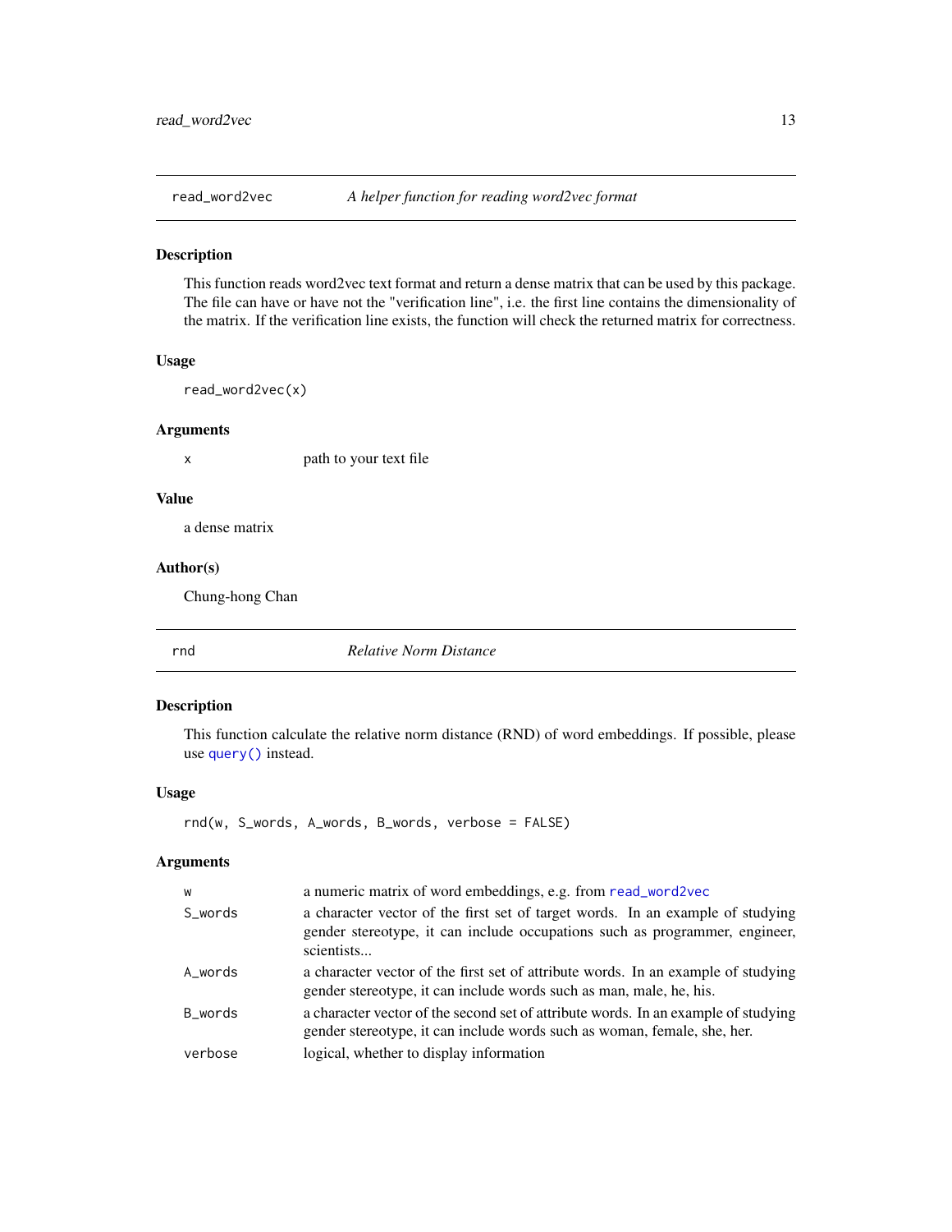## read_word2vec — *A helper function for reading word2vec format*

### Description

This function reads word2vec text format and return a dense matrix that can be used by this package. The file can have or have not the "verification line", i.e. the first line contains the dimensionality of the matrix. If the verification line exists, the function will check the returned matrix for correctness.

### Usage

```
read_word2vec(x)
```

### Arguments

| | |
|---|---|
| x | path to your text file |

### Value

a dense matrix

### Author(s)

Chung-hong Chan

## rnd — *Relative Norm Distance*

### Description

This function calculate the relative norm distance (RND) of word embeddings. If possible, please use query() instead.

### Usage

```
rnd(w, S_words, A_words, B_words, verbose = FALSE)
```

### Arguments

| | |
|---|---|
| w | a numeric matrix of word embeddings, e.g. from read_word2vec |
| S_words | a character vector of the first set of target words. In an example of studying gender stereotype, it can include occupations such as programmer, engineer, scientists... |
| A_words | a character vector of the first set of attribute words. In an example of studying gender stereotype, it can include words such as man, male, he, his. |
| B_words | a character vector of the second set of attribute words. In an example of studying gender stereotype, it can include words such as woman, female, she, her. |
| verbose | logical, whether to display information |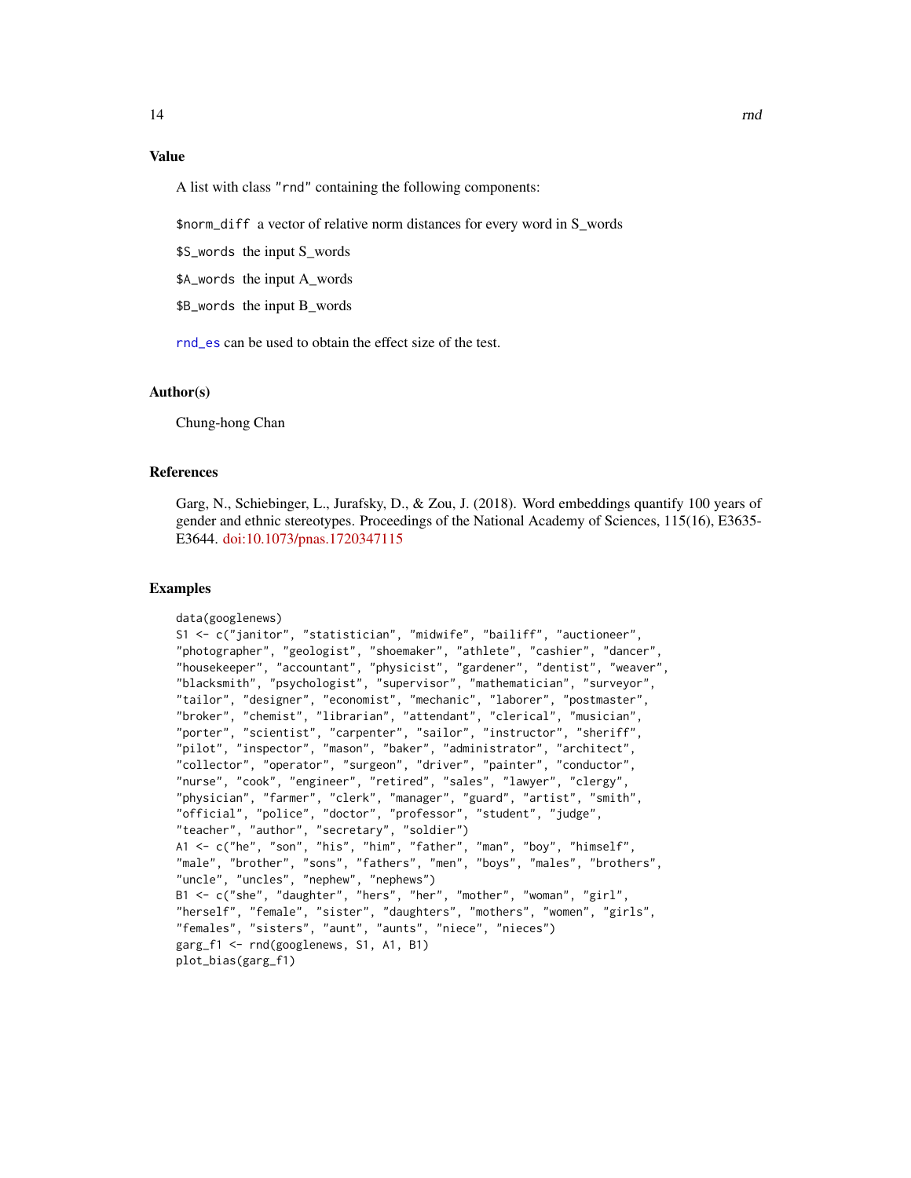## Value

A list with class "rnd" containing the following components:

- `$norm_diff` a vector of relative norm distances for every word in S_words
- `$S_words` the input S_words
- `$A_words` the input A_words
- `$B_words` the input B_words

`rnd_es` can be used to obtain the effect size of the test.

## Author(s)

Chung-hong Chan

## References

Garg, N., Schiebinger, L., Jurafsky, D., & Zou, J. (2018). Word embeddings quantify 100 years of gender and ethnic stereotypes. Proceedings of the National Academy of Sciences, 115(16), E3635-E3644. doi:10.1073/pnas.1720347115

## Examples

```
data(googlenews)
S1 <- c("janitor", "statistician", "midwife", "bailiff", "auctioneer",
"photographer", "geologist", "shoemaker", "athlete", "cashier", "dancer",
"housekeeper", "accountant", "physicist", "gardener", "dentist", "weaver",
"blacksmith", "psychologist", "supervisor", "mathematician", "surveyor",
"tailor", "designer", "economist", "mechanic", "laborer", "postmaster",
"broker", "chemist", "librarian", "attendant", "clerical", "musician",
"porter", "scientist", "carpenter", "sailor", "instructor", "sheriff",
"pilot", "inspector", "mason", "baker", "administrator", "architect",
"collector", "operator", "surgeon", "driver", "painter", "conductor",
"nurse", "cook", "engineer", "retired", "sales", "lawyer", "clergy",
"physician", "farmer", "clerk", "manager", "guard", "artist", "smith",
"official", "police", "doctor", "professor", "student", "judge",
"teacher", "author", "secretary", "soldier")
A1 <- c("he", "son", "his", "him", "father", "man", "boy", "himself",
"male", "brother", "sons", "fathers", "men", "boys", "males", "brothers",
"uncle", "uncles", "nephew", "nephews")
B1 <- c("she", "daughter", "hers", "her", "mother", "woman", "girl",
"herself", "female", "sister", "daughters", "mothers", "women", "girls",
"females", "sisters", "aunt", "aunts", "niece", "nieces")
garg_f1 <- rnd(googlenews, S1, A1, B1)
plot_bias(garg_f1)
```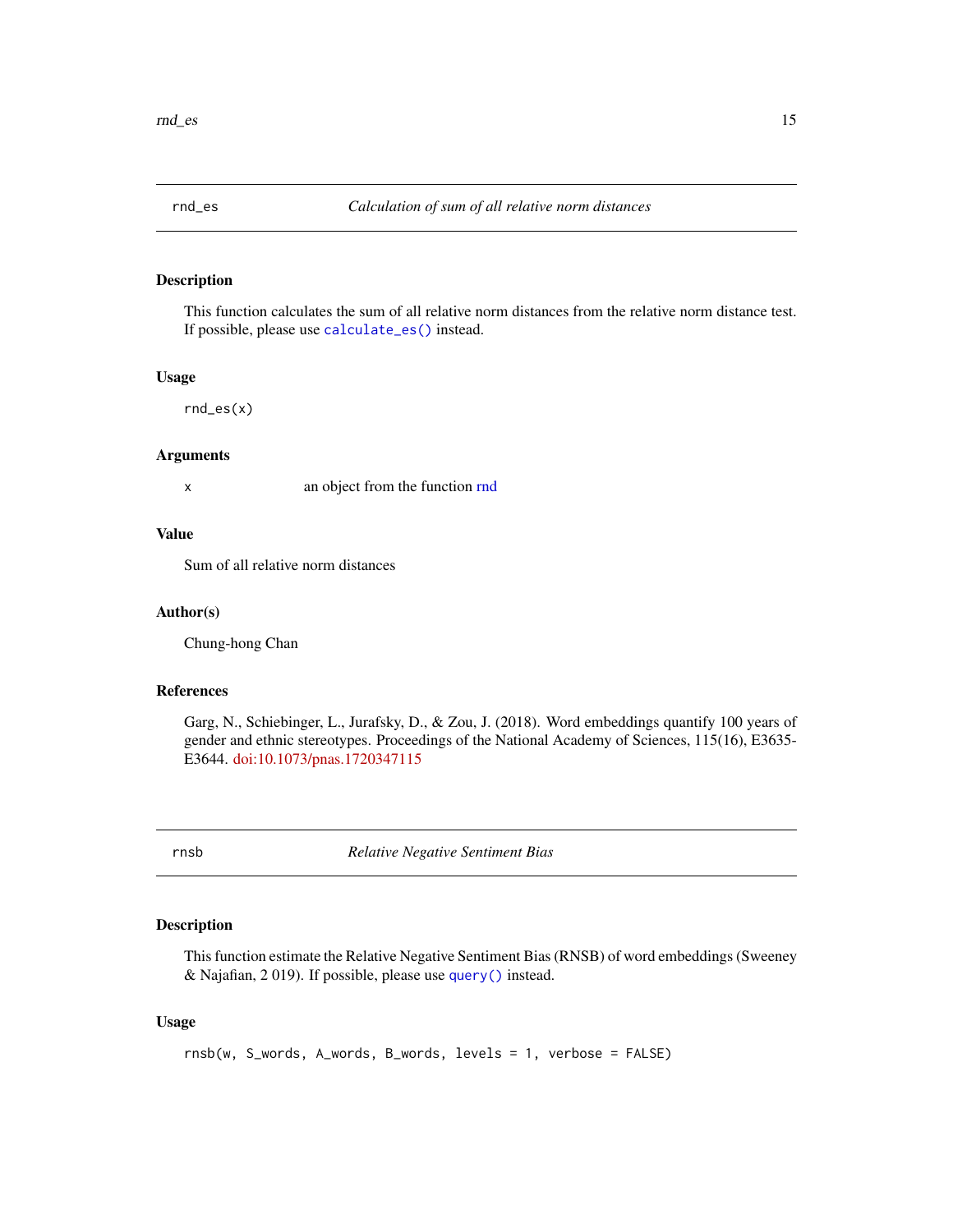## rnd_es — *Calculation of sum of all relative norm distances*

### Description

This function calculates the sum of all relative norm distances from the relative norm distance test. If possible, please use `calculate_es()` instead.

### Usage

```
rnd_es(x)
```

### Arguments

| | |
|---|---|
| x | an object from the function rnd |

### Value

Sum of all relative norm distances

### Author(s)

Chung-hong Chan

### References

Garg, N., Schiebinger, L., Jurafsky, D., & Zou, J. (2018). Word embeddings quantify 100 years of gender and ethnic stereotypes. Proceedings of the National Academy of Sciences, 115(16), E3635-E3644. doi:10.1073/pnas.1720347115

## rnsb — *Relative Negative Sentiment Bias*

### Description

This function estimate the Relative Negative Sentiment Bias (RNSB) of word embeddings (Sweeney & Najafian, 2 019). If possible, please use `query()` instead.

### Usage

```
rnsb(w, S_words, A_words, B_words, levels = 1, verbose = FALSE)
```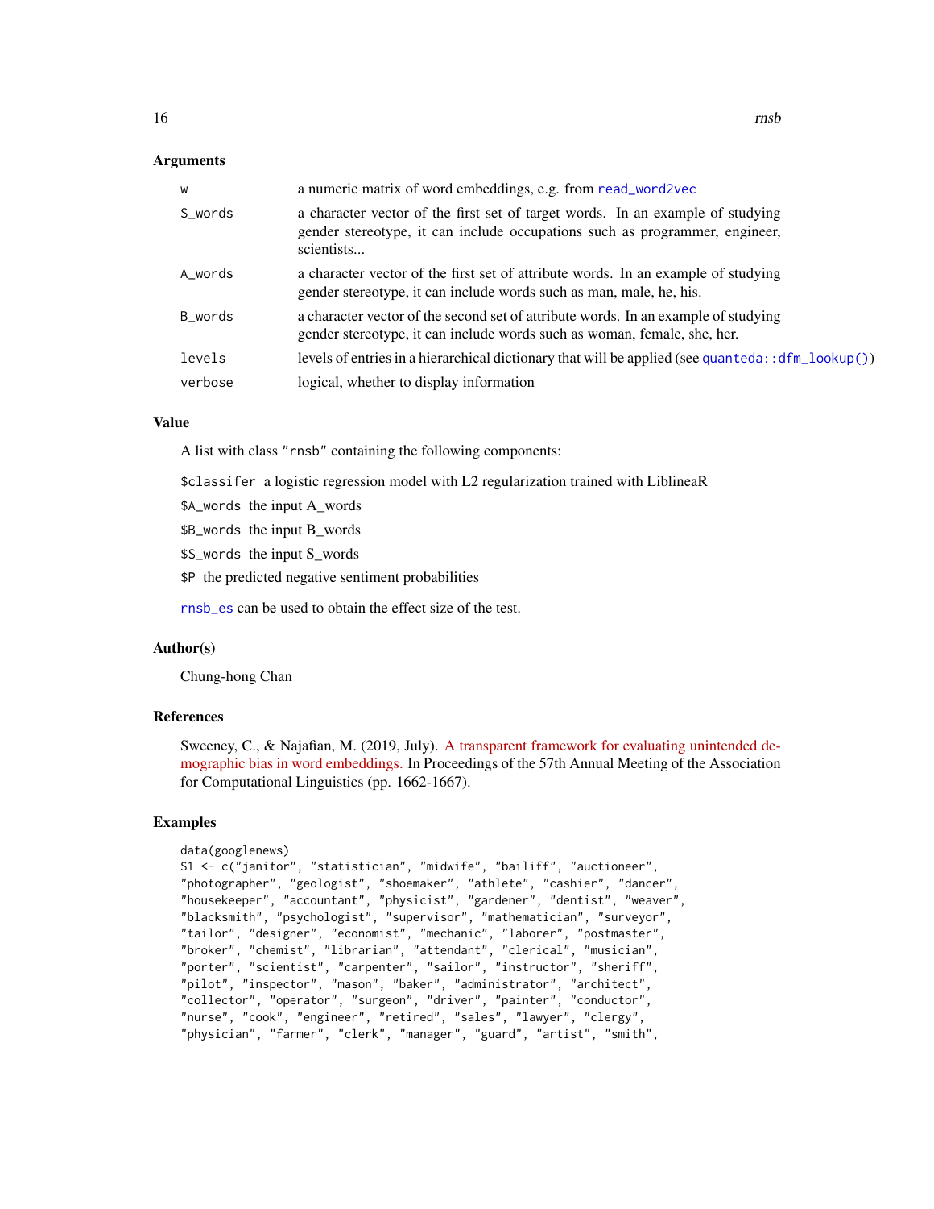### Arguments

| | |
|---|---|
| w | a numeric matrix of word embeddings, e.g. from read_word2vec |
| S_words | a character vector of the first set of target words. In an example of studying gender stereotype, it can include occupations such as programmer, engineer, scientists... |
| A_words | a character vector of the first set of attribute words. In an example of studying gender stereotype, it can include words such as man, male, he, his. |
| B_words | a character vector of the second set of attribute words. In an example of studying gender stereotype, it can include words such as woman, female, she, her. |
| levels | levels of entries in a hierarchical dictionary that will be applied (see quanteda::dfm_lookup()) |
| verbose | logical, whether to display information |

### Value

A list with class "rnsb" containing the following components:

$classifer a logistic regression model with L2 regularization trained with LiblineaR

$A_words the input A_words

$B_words the input B_words

$S_words the input S_words

$P the predicted negative sentiment probabilities

rnsb_es can be used to obtain the effect size of the test.

### Author(s)

Chung-hong Chan

### References

Sweeney, C., & Najafian, M. (2019, July). A transparent framework for evaluating unintended demographic bias in word embeddings. In Proceedings of the 57th Annual Meeting of the Association for Computational Linguistics (pp. 1662-1667).

### Examples

```
data(googlenews)
S1 <- c("janitor", "statistician", "midwife", "bailiff", "auctioneer",
"photographer", "geologist", "shoemaker", "athlete", "cashier", "dancer",
"housekeeper", "accountant", "physicist", "gardener", "dentist", "weaver",
"blacksmith", "psychologist", "supervisor", "mathematician", "surveyor",
"tailor", "designer", "economist", "mechanic", "laborer", "postmaster",
"broker", "chemist", "librarian", "attendant", "clerical", "musician",
"porter", "scientist", "carpenter", "sailor", "instructor", "sheriff",
"pilot", "inspector", "mason", "baker", "administrator", "architect",
"collector", "operator", "surgeon", "driver", "painter", "conductor",
"nurse", "cook", "engineer", "retired", "sales", "lawyer", "clergy",
"physician", "farmer", "clerk", "manager", "guard", "artist", "smith",
```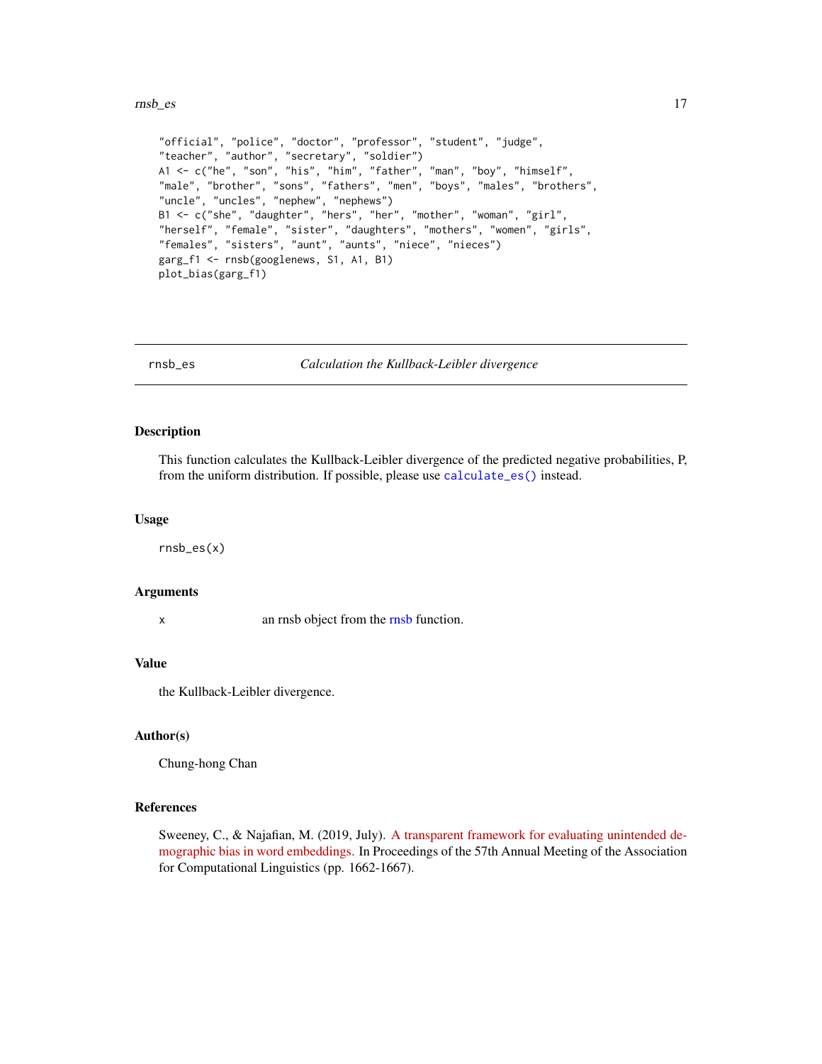```
"official", "police", "doctor", "professor", "student", "judge",
"teacher", "author", "secretary", "soldier")
A1 <- c("he", "son", "his", "him", "father", "man", "boy", "himself",
"male", "brother", "sons", "fathers", "men", "boys", "males", "brothers",
"uncle", "uncles", "nephew", "nephews")
B1 <- c("she", "daughter", "hers", "her", "mother", "woman", "girl",
"herself", "female", "sister", "daughters", "mothers", "women", "girls",
"females", "sisters", "aunt", "aunts", "niece", "nieces")
garg_f1 <- rnsb(googlenews, S1, A1, B1)
plot_bias(garg_f1)
```

---

## rnsb_es — *Calculation the Kullback-Leibler divergence*

### Description

This function calculates the Kullback-Leibler divergence of the predicted negative probabilities, P, from the uniform distribution. If possible, please use `calculate_es()` instead.

### Usage

```
rnsb_es(x)
```

### Arguments

x — an rnsb object from the rnsb function.

### Value

the Kullback-Leibler divergence.

### Author(s)

Chung-hong Chan

### References

Sweeney, C., & Najafian, M. (2019, July). A transparent framework for evaluating unintended demographic bias in word embeddings. In Proceedings of the 57th Annual Meeting of the Association for Computational Linguistics (pp. 1662-1667).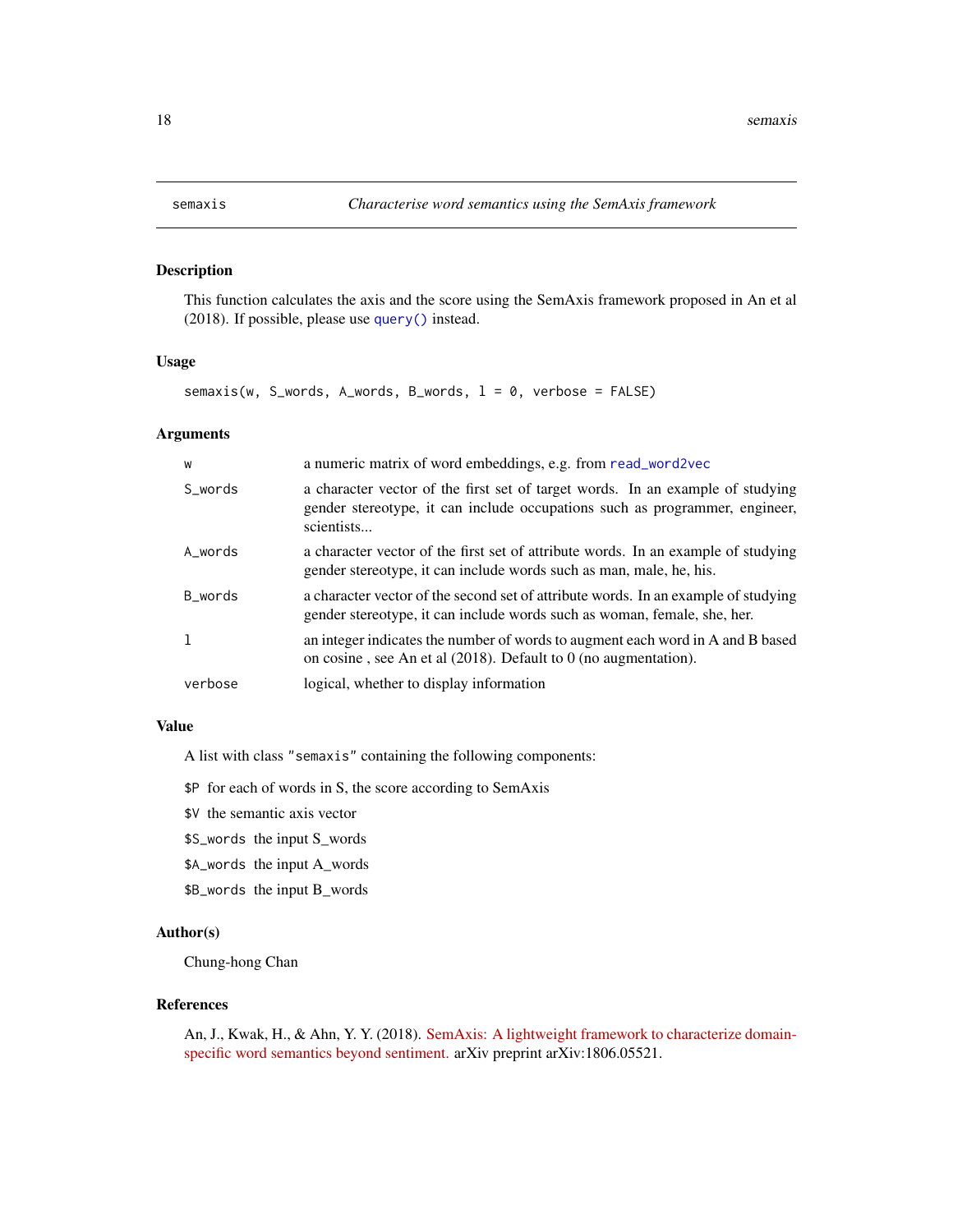## semaxis    *Characterise word semantics using the SemAxis framework*

### Description

This function calculates the axis and the score using the SemAxis framework proposed in An et al (2018). If possible, please use `query()` instead.

### Usage

```
semaxis(w, S_words, A_words, B_words, l = 0, verbose = FALSE)
```

### Arguments

| | |
|---|---|
| `w` | a numeric matrix of word embeddings, e.g. from `read_word2vec` |
| `S_words` | a character vector of the first set of target words. In an example of studying gender stereotype, it can include occupations such as programmer, engineer, scientists... |
| `A_words` | a character vector of the first set of attribute words. In an example of studying gender stereotype, it can include words such as man, male, he, his. |
| `B_words` | a character vector of the second set of attribute words. In an example of studying gender stereotype, it can include words such as woman, female, she, her. |
| `l` | an integer indicates the number of words to augment each word in A and B based on cosine , see An et al (2018). Default to 0 (no augmentation). |
| `verbose` | logical, whether to display information |

### Value

A list with class `"semaxis"` containing the following components:

- `$P` for each of words in S, the score according to SemAxis
- `$V` the semantic axis vector
- `$S_words` the input S_words
- `$A_words` the input A_words
- `$B_words` the input B_words

### Author(s)

Chung-hong Chan

### References

An, J., Kwak, H., & Ahn, Y. Y. (2018). SemAxis: A lightweight framework to characterize domain-specific word semantics beyond sentiment. arXiv preprint arXiv:1806.05521.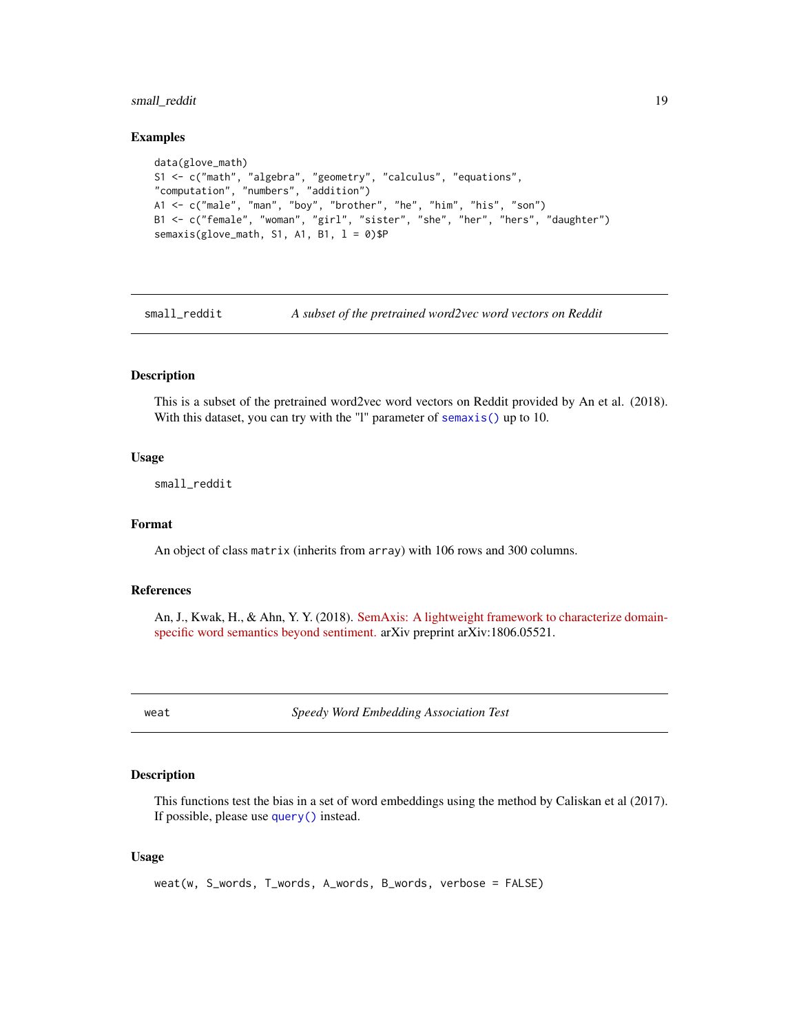### Examples

```
data(glove_math)
S1 <- c("math", "algebra", "geometry", "calculus", "equations",
"computation", "numbers", "addition")
A1 <- c("male", "man", "boy", "brother", "he", "him", "his", "son")
B1 <- c("female", "woman", "girl", "sister", "she", "her", "hers", "daughter")
semaxis(glove_math, S1, A1, B1, l = 0)$P
```

---

## small_reddit — *A subset of the pretrained word2vec word vectors on Reddit*

### Description

This is a subset of the pretrained word2vec word vectors on Reddit provided by An et al. (2018). With this dataset, you can try with the "l" parameter of `semaxis()` up to 10.

### Usage

```
small_reddit
```

### Format

An object of class `matrix` (inherits from `array`) with 106 rows and 300 columns.

### References

An, J., Kwak, H., & Ahn, Y. Y. (2018). SemAxis: A lightweight framework to characterize domain-specific word semantics beyond sentiment. arXiv preprint arXiv:1806.05521.

---

## weat — *Speedy Word Embedding Association Test*

### Description

This functions test the bias in a set of word embeddings using the method by Caliskan et al (2017). If possible, please use `query()` instead.

### Usage

```
weat(w, S_words, T_words, A_words, B_words, verbose = FALSE)
```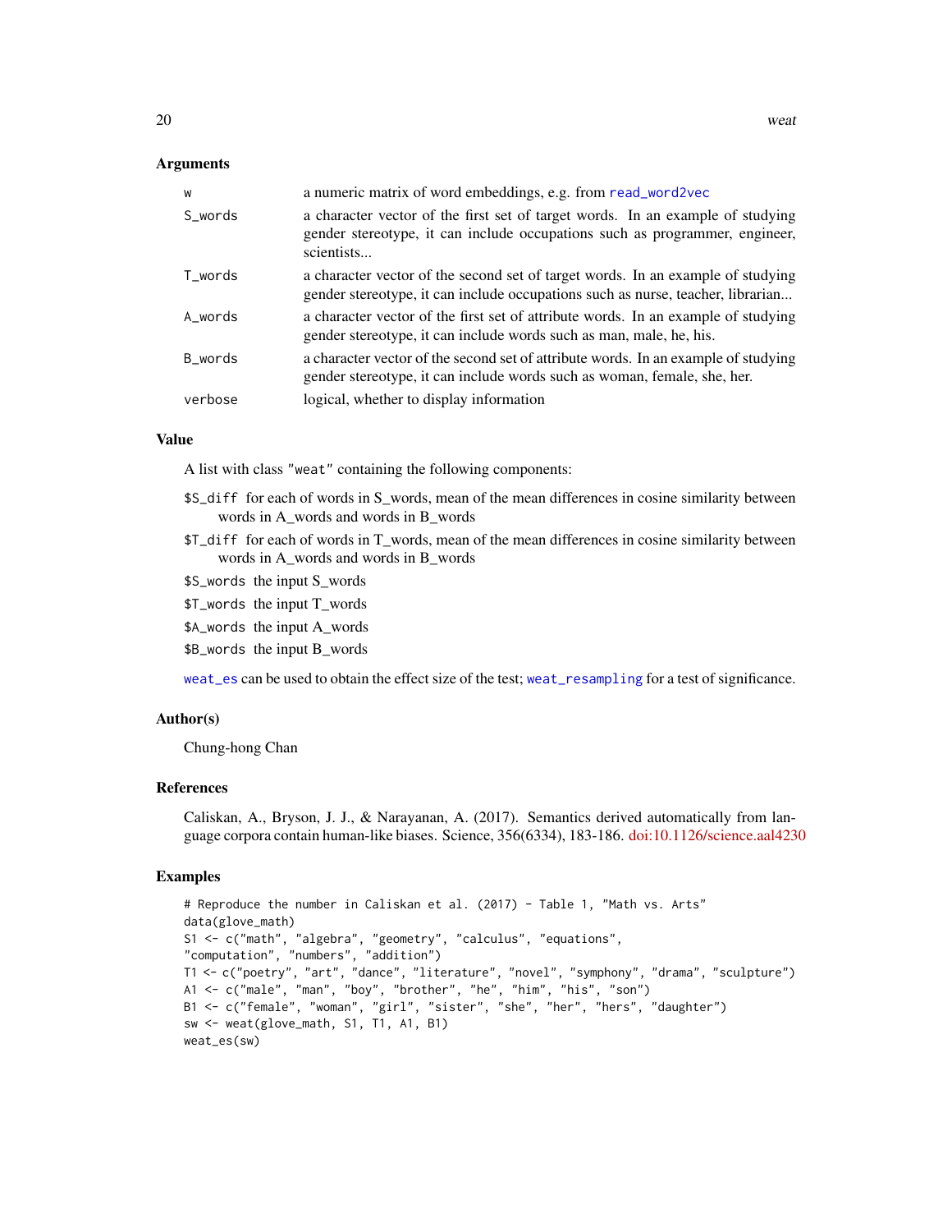### Arguments

| | |
|---|---|
| w | a numeric matrix of word embeddings, e.g. from read_word2vec |
| S_words | a character vector of the first set of target words. In an example of studying gender stereotype, it can include occupations such as programmer, engineer, scientists... |
| T_words | a character vector of the second set of target words. In an example of studying gender stereotype, it can include occupations such as nurse, teacher, librarian... |
| A_words | a character vector of the first set of attribute words. In an example of studying gender stereotype, it can include words such as man, male, he, his. |
| B_words | a character vector of the second set of attribute words. In an example of studying gender stereotype, it can include words such as woman, female, she, her. |
| verbose | logical, whether to display information |

### Value

A list with class "weat" containing the following components:

- `$S_diff` for each of words in S_words, mean of the mean differences in cosine similarity between words in A_words and words in B_words
- `$T_diff` for each of words in T_words, mean of the mean differences in cosine similarity between words in A_words and words in B_words
- `$S_words` the input S_words
- `$T_words` the input T_words
- `$A_words` the input A_words
- `$B_words` the input B_words

weat_es can be used to obtain the effect size of the test; weat_resampling for a test of significance.

### Author(s)

Chung-hong Chan

### References

Caliskan, A., Bryson, J. J., & Narayanan, A. (2017). Semantics derived automatically from language corpora contain human-like biases. Science, 356(6334), 183-186. doi:10.1126/science.aal4230

### Examples

```
# Reproduce the number in Caliskan et al. (2017) - Table 1, "Math vs. Arts"
data(glove_math)
S1 <- c("math", "algebra", "geometry", "calculus", "equations",
"computation", "numbers", "addition")
T1 <- c("poetry", "art", "dance", "literature", "novel", "symphony", "drama", "sculpture")
A1 <- c("male", "man", "boy", "brother", "he", "him", "his", "son")
B1 <- c("female", "woman", "girl", "sister", "she", "her", "hers", "daughter")
sw <- weat(glove_math, S1, T1, A1, B1)
weat_es(sw)
```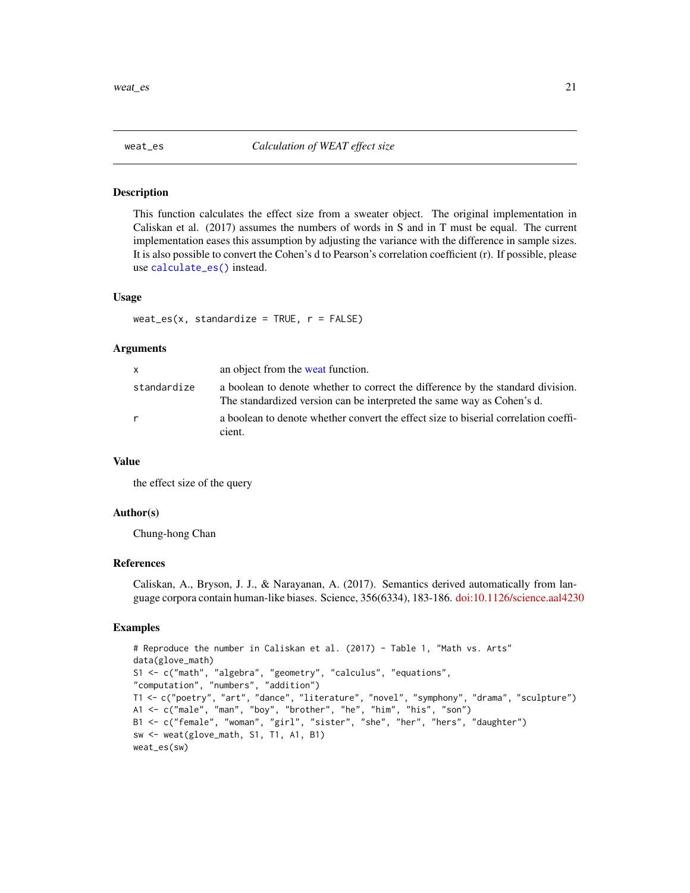# weat_es — *Calculation of WEAT effect size*

## Description

This function calculates the effect size from a sweater object. The original implementation in Caliskan et al. (2017) assumes the numbers of words in S and in T must be equal. The current implementation eases this assumption by adjusting the variance with the difference in sample sizes. It is also possible to convert the Cohen's d to Pearson's correlation coefficient (r). If possible, please use `calculate_es()` instead.

## Usage

```
weat_es(x, standardize = TRUE, r = FALSE)
```

## Arguments

| | |
|---|---|
| `x` | an object from the weat function. |
| `standardize` | a boolean to denote whether to correct the difference by the standard division. The standardized version can be interpreted the same way as Cohen's d. |
| `r` | a boolean to denote whether convert the effect size to biserial correlation coefficient. |

## Value

the effect size of the query

## Author(s)

Chung-hong Chan

## References

Caliskan, A., Bryson, J. J., & Narayanan, A. (2017). Semantics derived automatically from language corpora contain human-like biases. Science, 356(6334), 183-186. doi:10.1126/science.aal4230

## Examples

```
# Reproduce the number in Caliskan et al. (2017) - Table 1, "Math vs. Arts"
data(glove_math)
S1 <- c("math", "algebra", "geometry", "calculus", "equations",
"computation", "numbers", "addition")
T1 <- c("poetry", "art", "dance", "literature", "novel", "symphony", "drama", "sculpture")
A1 <- c("male", "man", "boy", "brother", "he", "him", "his", "son")
B1 <- c("female", "woman", "girl", "sister", "she", "her", "hers", "daughter")
sw <- weat(glove_math, S1, T1, A1, B1)
weat_es(sw)
```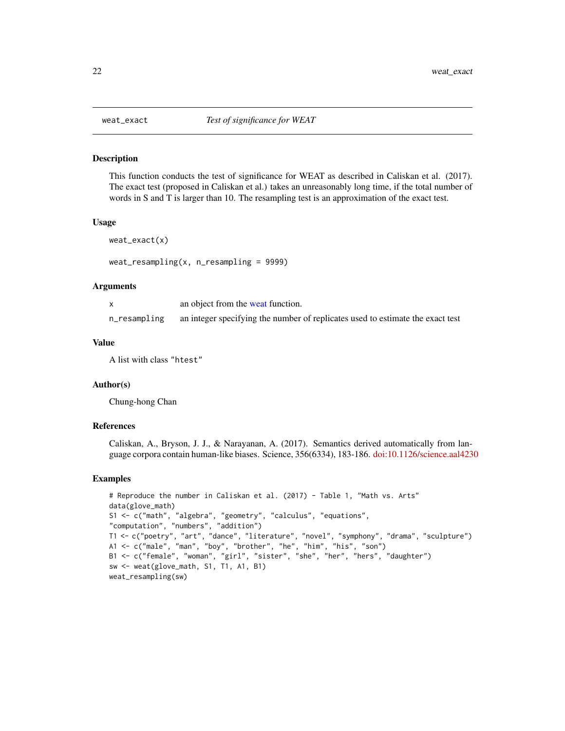## weat_exact — *Test of significance for WEAT*

### Description

This function conducts the test of significance for WEAT as described in Caliskan et al. (2017). The exact test (proposed in Caliskan et al.) takes an unreasonably long time, if the total number of words in S and T is larger than 10. The resampling test is an approximation of the exact test.

### Usage

```
weat_exact(x)

weat_resampling(x, n_resampling = 9999)
```

### Arguments

| | |
|---|---|
| x | an object from the weat function. |
| n_resampling | an integer specifying the number of replicates used to estimate the exact test |

### Value

A list with class "htest"

### Author(s)

Chung-hong Chan

### References

Caliskan, A., Bryson, J. J., & Narayanan, A. (2017). Semantics derived automatically from language corpora contain human-like biases. Science, 356(6334), 183-186. doi:10.1126/science.aal4230

### Examples

```
# Reproduce the number in Caliskan et al. (2017) - Table 1, "Math vs. Arts"
data(glove_math)
S1 <- c("math", "algebra", "geometry", "calculus", "equations",
"computation", "numbers", "addition")
T1 <- c("poetry", "art", "dance", "literature", "novel", "symphony", "drama", "sculpture")
A1 <- c("male", "man", "boy", "brother", "he", "him", "his", "son")
B1 <- c("female", "woman", "girl", "sister", "she", "her", "hers", "daughter")
sw <- weat(glove_math, S1, T1, A1, B1)
weat_resampling(sw)
```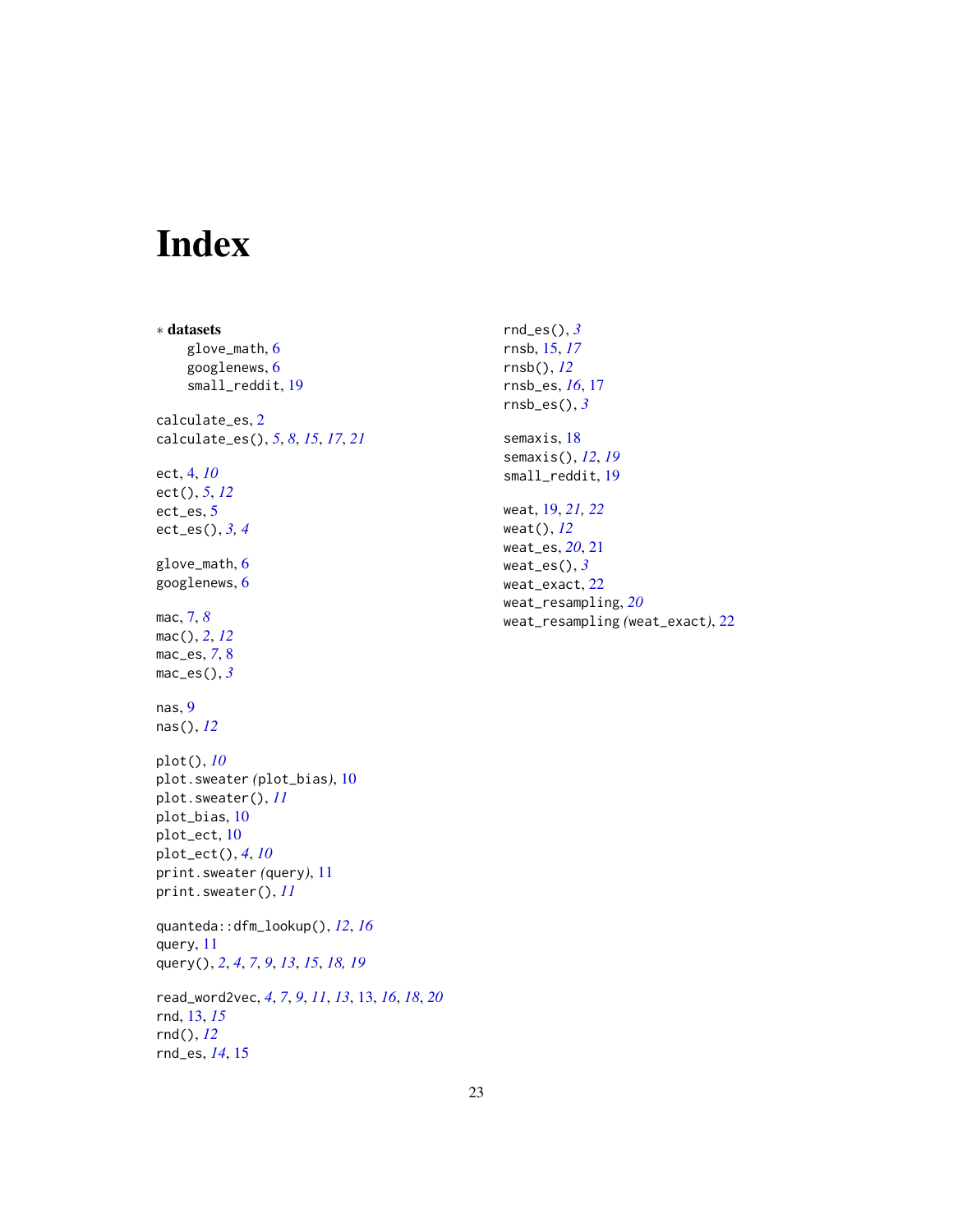# Index

* **datasets**
    glove_math, 6
    googlenews, 6
    small_reddit, 19

calculate_es, 2
calculate_es(), *5*, *8*, *15*, *17*, *21*

ect, 4, *10*
ect(), *5*, *12*
ect_es, 5
ect_es(), *3*, *4*

glove_math, 6
googlenews, 6

mac, 7, *8*
mac(), *2*, *12*
mac_es, *7*, 8
mac_es(), *3*

nas, 9
nas(), *12*

plot(), *10*
plot.sweater *(plot_bias)*, 10
plot.sweater(), *11*
plot_bias, 10
plot_ect, 10
plot_ect(), *4*, *10*
print.sweater *(query)*, 11
print.sweater(), *11*

quanteda::dfm_lookup(), *12*, *16*
query, 11
query(), *2*, *4*, *7*, *9*, *13*, *15*, *18*, *19*

read_word2vec, *4*, *7*, *9*, *11*, *13*, 13, *16*, *18*, *20*
rnd, 13, *15*
rnd(), *12*
rnd_es, *14*, 15
rnd_es(), *3*
rnsb, 15, *17*
rnsb(), *12*
rnsb_es, *16*, 17
rnsb_es(), *3*

semaxis, 18
semaxis(), *12*, *19*
small_reddit, 19

weat, 19, *21*, *22*
weat(), *12*
weat_es, *20*, 21
weat_es(), *3*
weat_exact, 22
weat_resampling, *20*
weat_resampling *(weat_exact)*, 22